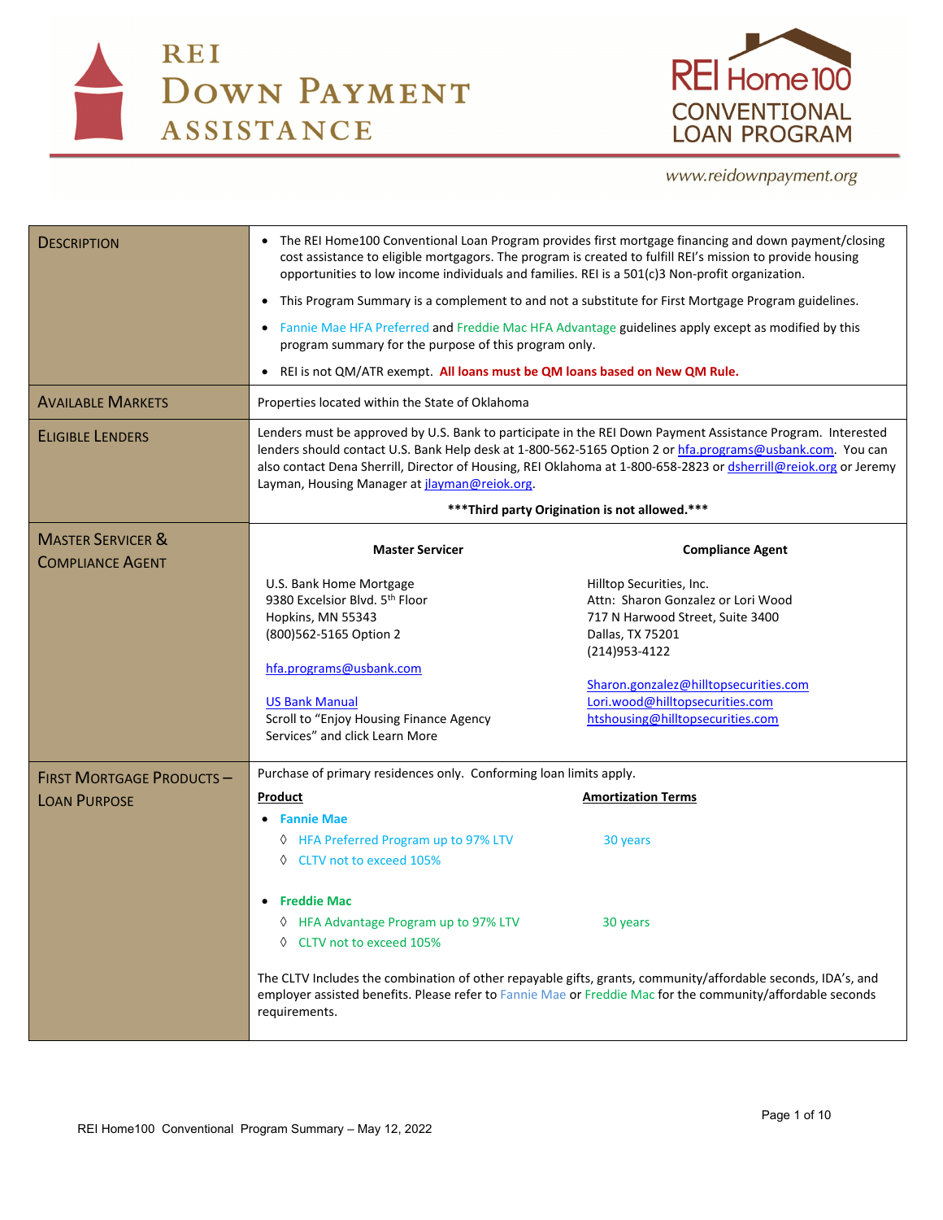# REI Down Payment Assistance

## REI Home100 Conventional Loan Program

www.reidownpayment.org

| | |
|---|---|
| **Description** | • The REI Home100 Conventional Loan Program provides first mortgage financing and down payment/closing cost assistance to eligible mortgagors. The program is created to fulfill REI's mission to provide housing opportunities to low income individuals and families. REI is a 501(c)3 Non-profit organization.<br>• This Program Summary is a complement to and not a substitute for First Mortgage Program guidelines.<br>• Fannie Mae HFA Preferred and Freddie Mac HFA Advantage guidelines apply except as modified by this program summary for the purpose of this program only.<br>• REI is not QM/ATR exempt. **All loans must be QM loans based on New QM Rule.** |
| **Available Markets** | Properties located within the State of Oklahoma |
| **Eligible Lenders** | Lenders must be approved by U.S. Bank to participate in the REI Down Payment Assistance Program. Interested lenders should contact U.S. Bank Help desk at 1-800-562-5165 Option 2 or hfa.programs@usbank.com. You can also contact Dena Sherrill, Director of Housing, REI Oklahoma at 1-800-658-2823 or dsherrill@reiok.org or Jeremy Layman, Housing Manager at jlayman@reiok.org.<br><br>**\*\*\*Third party Origination is not allowed.\*\*\*** |
| **Master Servicer & Compliance Agent** | **Master Servicer**<br>U.S. Bank Home Mortgage<br>9380 Excelsior Blvd. 5th Floor<br>Hopkins, MN 55343<br>(800)562-5165 Option 2<br>hfa.programs@usbank.com<br>US Bank Manual<br>Scroll to "Enjoy Housing Finance Agency Services" and click Learn More<br><br>**Compliance Agent**<br>Hilltop Securities, Inc.<br>Attn: Sharon Gonzalez or Lori Wood<br>717 N Harwood Street, Suite 3400<br>Dallas, TX 75201<br>(214)953-4122<br>Sharon.gonzalez@hilltopsecurities.com<br>Lori.wood@hilltopsecurities.com<br>htshousing@hilltopsecurities.com |
| **First Mortgage Products – Loan Purpose** | Purchase of primary residences only. Conforming loan limits apply.<br><br>**Product** — **Amortization Terms**<br>• **Fannie Mae**<br>  ◊ HFA Preferred Program up to 97% LTV — 30 years<br>  ◊ CLTV not to exceed 105%<br>• **Freddie Mac**<br>  ◊ HFA Advantage Program up to 97% LTV — 30 years<br>  ◊ CLTV not to exceed 105%<br><br>The CLTV Includes the combination of other repayable gifts, grants, community/affordable seconds, IDA's, and employer assisted benefits. Please refer to Fannie Mae or Freddie Mac for the community/affordable seconds requirements. |

REI Home100 Conventional Program Summary – May 12, 2022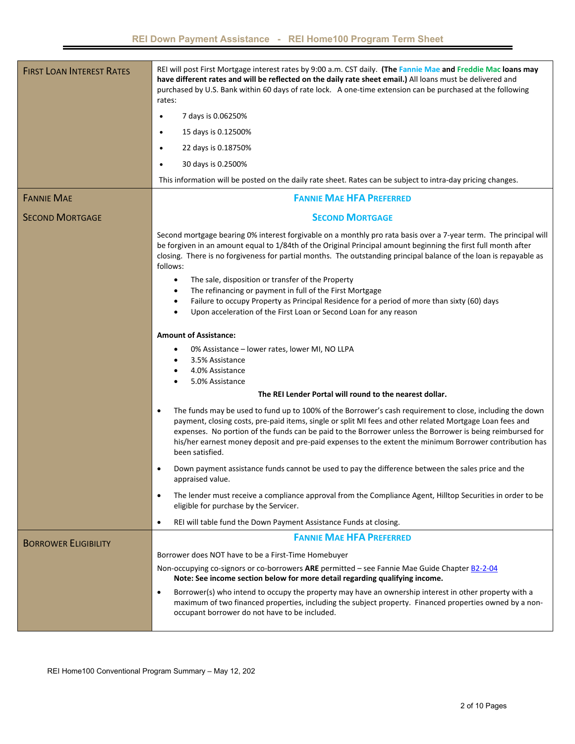| FIRST LOAN INTEREST RATES | REI will post First Mortgage interest rates by 9:00 a.m. CST daily. **(The Fannie Mae and Freddie Mac loans may have different rates and will be reflected on the daily rate sheet email.)** All loans must be delivered and purchased by U.S. Bank within 60 days of rate lock. A one-time extension can be purchased at the following rates:<br>• 7 days is 0.06250%<br>• 15 days is 0.12500%<br>• 22 days is 0.18750%<br>• 30 days is 0.2500%<br>This information will be posted on the daily rate sheet. Rates can be subject to intra-day pricing changes. |
|---|---|
| FANNIE MAE<br><br>SECOND MORTGAGE | **FANNIE MAE HFA PREFERRED**<br><br>**SECOND MORTGAGE**<br><br>Second mortgage bearing 0% interest forgivable on a monthly pro rata basis over a 7-year term. The principal will be forgiven in an amount equal to 1/84th of the Original Principal amount beginning the first full month after closing. There is no forgiveness for partial months. The outstanding principal balance of the loan is repayable as follows:<br>• The sale, disposition or transfer of the Property<br>• The refinancing or payment in full of the First Mortgage<br>• Failure to occupy Property as Principal Residence for a period of more than sixty (60) days<br>• Upon acceleration of the First Loan or Second Loan for any reason<br><br>**Amount of Assistance:**<br>• 0% Assistance – lower rates, lower MI, NO LLPA<br>• 3.5% Assistance<br>• 4.0% Assistance<br>• 5.0% Assistance<br>**The REI Lender Portal will round to the nearest dollar.**<br><br>• The funds may be used to fund up to 100% of the Borrower's cash requirement to close, including the down payment, closing costs, pre-paid items, single or split MI fees and other related Mortgage Loan fees and expenses. No portion of the funds can be paid to the Borrower unless the Borrower is being reimbursed for his/her earnest money deposit and pre-paid expenses to the extent the minimum Borrower contribution has been satisfied.<br>• Down payment assistance funds cannot be used to pay the difference between the sales price and the appraised value.<br>• The lender must receive a compliance approval from the Compliance Agent, Hilltop Securities in order to be eligible for purchase by the Servicer.<br>• REI will table fund the Down Payment Assistance Funds at closing. |
| BORROWER ELIGIBILITY | **FANNIE MAE HFA PREFERRED**<br><br>Borrower does NOT have to be a First-Time Homebuyer<br>Non-occupying co-signors or co-borrowers **ARE** permitted – see Fannie Mae Guide Chapter B2-2-04<br>**Note: See income section below for more detail regarding qualifying income.**<br>• Borrower(s) who intend to occupy the property may have an ownership interest in other property with a maximum of two financed properties, including the subject property. Financed properties owned by a non-occupant borrower do not have to be included. |

REI Home100 Conventional Program Summary – May 12, 202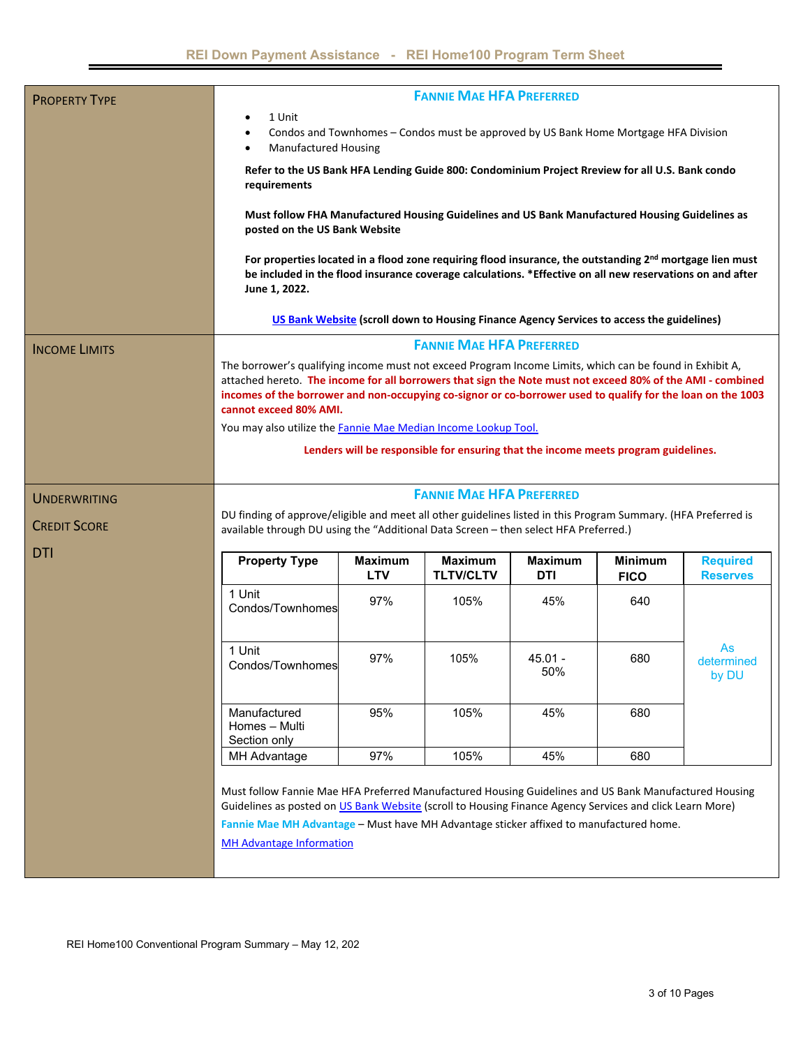## PROPERTY TYPE

### FANNIE MAE HFA PREFERRED

- 1 Unit
- Condos and Townhomes – Condos must be approved by US Bank Home Mortgage HFA Division
- Manufactured Housing

**Refer to the US Bank HFA Lending Guide 800: Condominium Project Rreview for all U.S. Bank condo requirements**

**Must follow FHA Manufactured Housing Guidelines and US Bank Manufactured Housing Guidelines as posted on the US Bank Website**

**For properties located in a flood zone requiring flood insurance, the outstanding 2nd mortgage lien must be included in the flood insurance coverage calculations. *Effective on all new reservations on and after June 1, 2022.**

US Bank Website **(scroll down to Housing Finance Agency Services to access the guidelines)**

## INCOME LIMITS

### FANNIE MAE HFA PREFERRED

The borrower's qualifying income must not exceed Program Income Limits, which can be found in Exhibit A, attached hereto. **The income for all borrowers that sign the Note must not exceed 80% of the AMI - combined incomes of the borrower and non-occupying co-signor or co-borrower used to qualify for the loan on the 1003 cannot exceed 80% AMI.**

You may also utilize the Fannie Mae Median Income Lookup Tool.

**Lenders will be responsible for ensuring that the income meets program guidelines.**

## UNDERWRITING

## CREDIT SCORE

## DTI

### FANNIE MAE HFA PREFERRED

DU finding of approve/eligible and meet all other guidelines listed in this Program Summary. (HFA Preferred is available through DU using the "Additional Data Screen – then select HFA Preferred.)

| Property Type | Maximum LTV | Maximum TLTV/CLTV | Maximum DTI | Minimum FICO | Required Reserves |
|---|---|---|---|---|---|
| 1 Unit Condos/Townhomes | 97% | 105% | 45% | 640 | As determined by DU |
| 1 Unit Condos/Townhomes | 97% | 105% | 45.01 - 50% | 680 | |
| Manufactured Homes – Multi Section only | 95% | 105% | 45% | 680 | |
| MH Advantage | 97% | 105% | 45% | 680 | |

Must follow Fannie Mae HFA Preferred Manufactured Housing Guidelines and US Bank Manufactured Housing Guidelines as posted on US Bank Website (scroll to Housing Finance Agency Services and click Learn More)

**Fannie Mae MH Advantage** – Must have MH Advantage sticker affixed to manufactured home.

MH Advantage Information

REI Home100 Conventional Program Summary – May 12, 202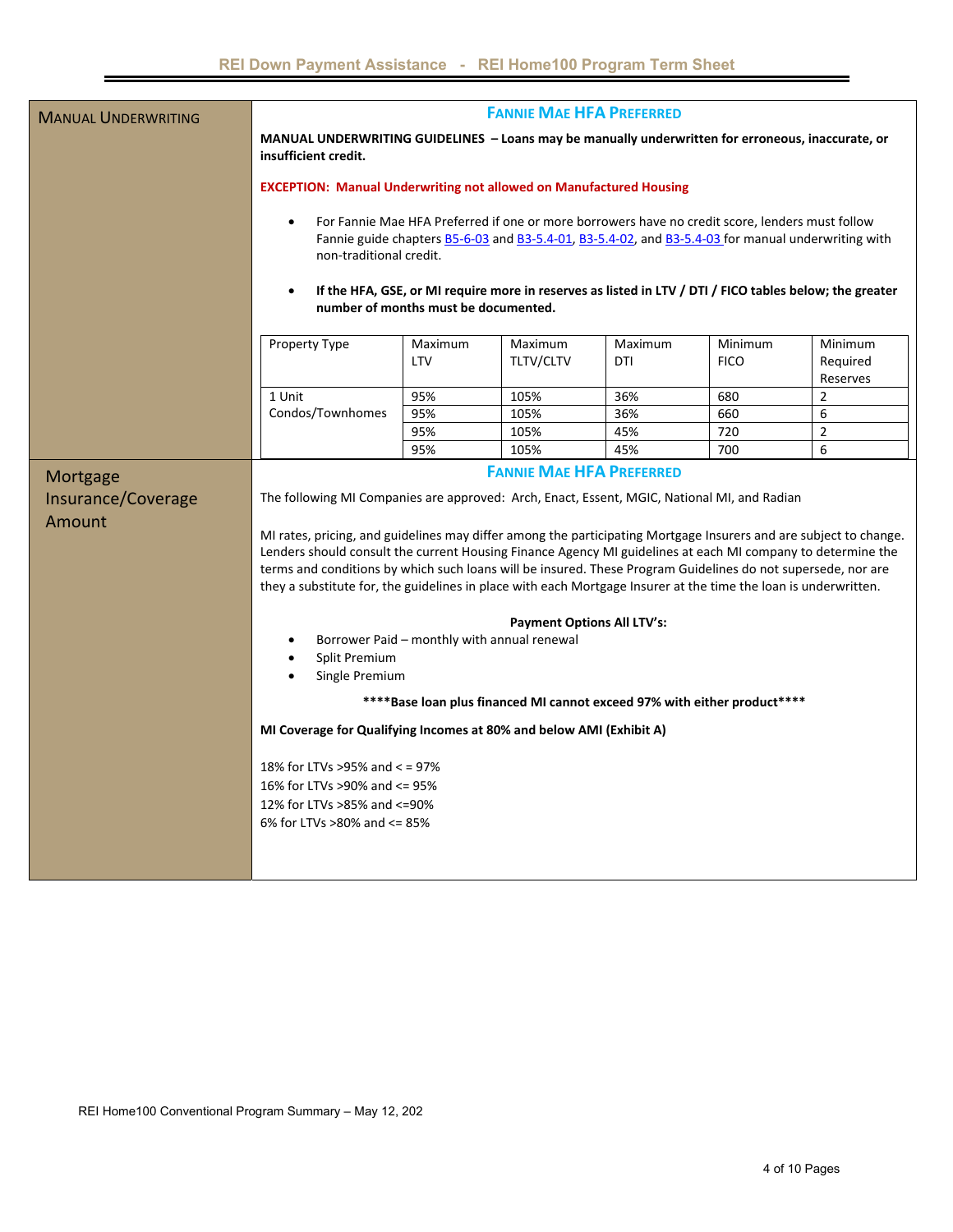## MANUAL UNDERWRITING

### FANNIE MAE HFA PREFERRED

**MANUAL UNDERWRITING GUIDELINES – Loans may be manually underwritten for erroneous, inaccurate, or insufficient credit.**

**EXCEPTION: Manual Underwriting not allowed on Manufactured Housing**

- For Fannie Mae HFA Preferred if one or more borrowers have no credit score, lenders must follow Fannie guide chapters B5-6-03 and B3-5.4-01, B3-5.4-02, and B3-5.4-03 for manual underwriting with non-traditional credit.
- **If the HFA, GSE, or MI require more in reserves as listed in LTV / DTI / FICO tables below; the greater number of months must be documented.**

| Property Type | Maximum LTV | Maximum TLTV/CLTV | Maximum DTI | Minimum FICO | Minimum Required Reserves |
|---|---|---|---|---|---|
| 1 Unit | 95% | 105% | 36% | 680 | 2 |
| Condos/Townhomes | 95% | 105% | 36% | 660 | 6 |
| | 95% | 105% | 45% | 720 | 2 |
| | 95% | 105% | 45% | 700 | 6 |

## Mortgage Insurance/Coverage Amount

### FANNIE MAE HFA PREFERRED

The following MI Companies are approved: Arch, Enact, Essent, MGIC, National MI, and Radian

MI rates, pricing, and guidelines may differ among the participating Mortgage Insurers and are subject to change. Lenders should consult the current Housing Finance Agency MI guidelines at each MI company to determine the terms and conditions by which such loans will be insured. These Program Guidelines do not supersede, nor are they a substitute for, the guidelines in place with each Mortgage Insurer at the time the loan is underwritten.

**Payment Options All LTV's:**

- Borrower Paid – monthly with annual renewal
- Split Premium
- Single Premium

**\*\*\*\*Base loan plus financed MI cannot exceed 97% with either product\*\*\*\***

**MI Coverage for Qualifying Incomes at 80% and below AMI (Exhibit A)**

18% for LTVs >95% and < = 97%
16% for LTVs >90% and <= 95%
12% for LTVs >85% and <=90%
6% for LTVs >80% and <= 85%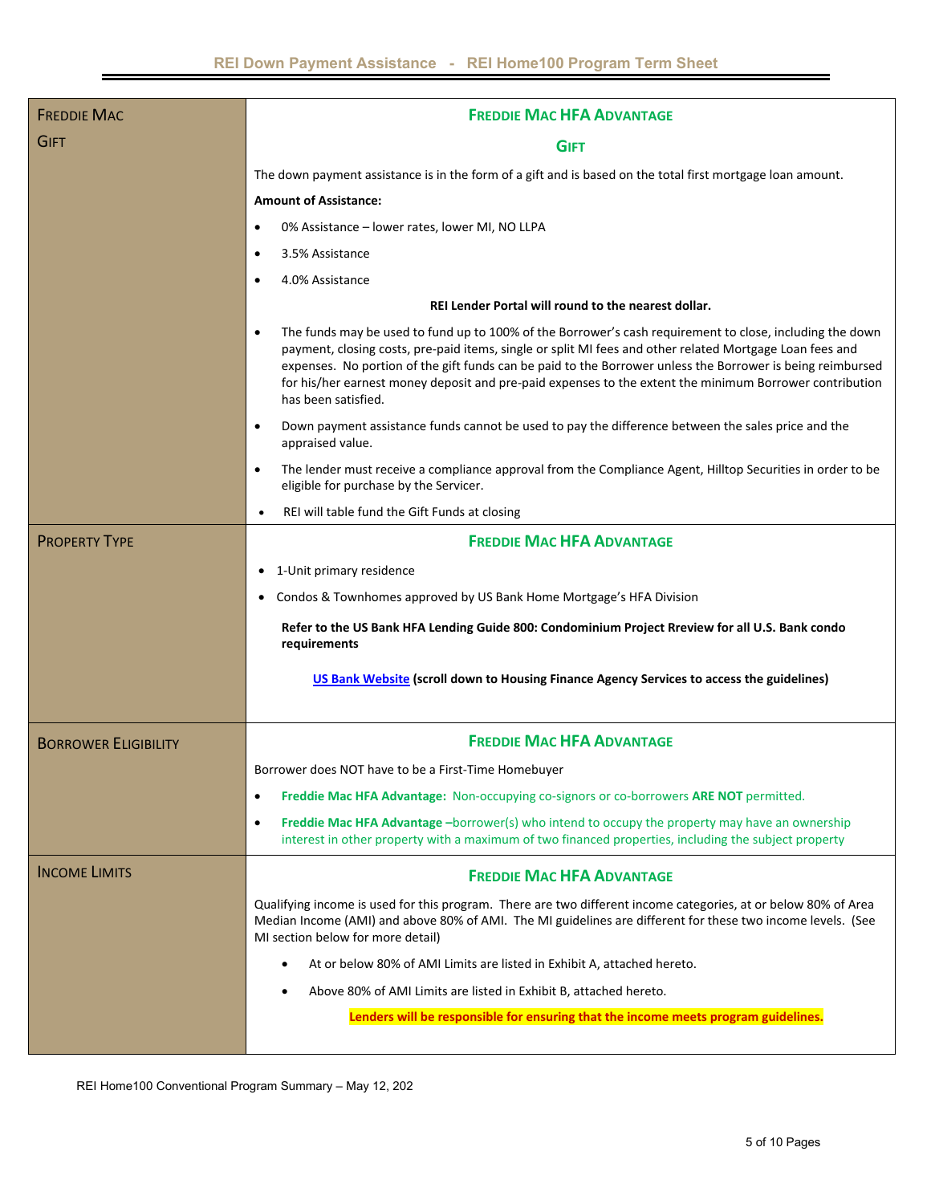| | |
|---|---|
| **FREDDIE MAC GIFT** | **FREDDIE MAC HFA ADVANTAGE**<br><br>**GIFT**<br><br>The down payment assistance is in the form of a gift and is based on the total first mortgage loan amount.<br><br>**Amount of Assistance:**<br><br>• 0% Assistance – lower rates, lower MI, NO LLPA<br>• 3.5% Assistance<br>• 4.0% Assistance<br><br>**REI Lender Portal will round to the nearest dollar.**<br><br>• The funds may be used to fund up to 100% of the Borrower's cash requirement to close, including the down payment, closing costs, pre-paid items, single or split MI fees and other related Mortgage Loan fees and expenses. No portion of the gift funds can be paid to the Borrower unless the Borrower is being reimbursed for his/her earnest money deposit and pre-paid expenses to the extent the minimum Borrower contribution has been satisfied.<br>• Down payment assistance funds cannot be used to pay the difference between the sales price and the appraised value.<br>• The lender must receive a compliance approval from the Compliance Agent, Hilltop Securities in order to be eligible for purchase by the Servicer.<br>• REI will table fund the Gift Funds at closing |
| **PROPERTY TYPE** | **FREDDIE MAC HFA ADVANTAGE**<br><br>• 1-Unit primary residence<br>• Condos & Townhomes approved by US Bank Home Mortgage's HFA Division<br><br>**Refer to the US Bank HFA Lending Guide 800: Condominium Project Rreview for all U.S. Bank condo requirements**<br><br>US Bank Website **(scroll down to Housing Finance Agency Services to access the guidelines)** |
| **BORROWER ELIGIBILITY** | **FREDDIE MAC HFA ADVANTAGE**<br><br>Borrower does NOT have to be a First-Time Homebuyer<br><br>• **Freddie Mac HFA Advantage:** Non-occupying co-signors or co-borrowers **ARE NOT** permitted.<br>• **Freddie Mac HFA Advantage** –borrower(s) who intend to occupy the property may have an ownership interest in other property with a maximum of two financed properties, including the subject property |
| **INCOME LIMITS** | **FREDDIE MAC HFA ADVANTAGE**<br><br>Qualifying income is used for this program. There are two different income categories, at or below 80% of Area Median Income (AMI) and above 80% of AMI. The MI guidelines are different for these two income levels. (See MI section below for more detail)<br><br>• At or below 80% of AMI Limits are listed in Exhibit A, attached hereto.<br>• Above 80% of AMI Limits are listed in Exhibit B, attached hereto.<br><br>**Lenders will be responsible for ensuring that the income meets program guidelines.** |

REI Home100 Conventional Program Summary – May 12, 202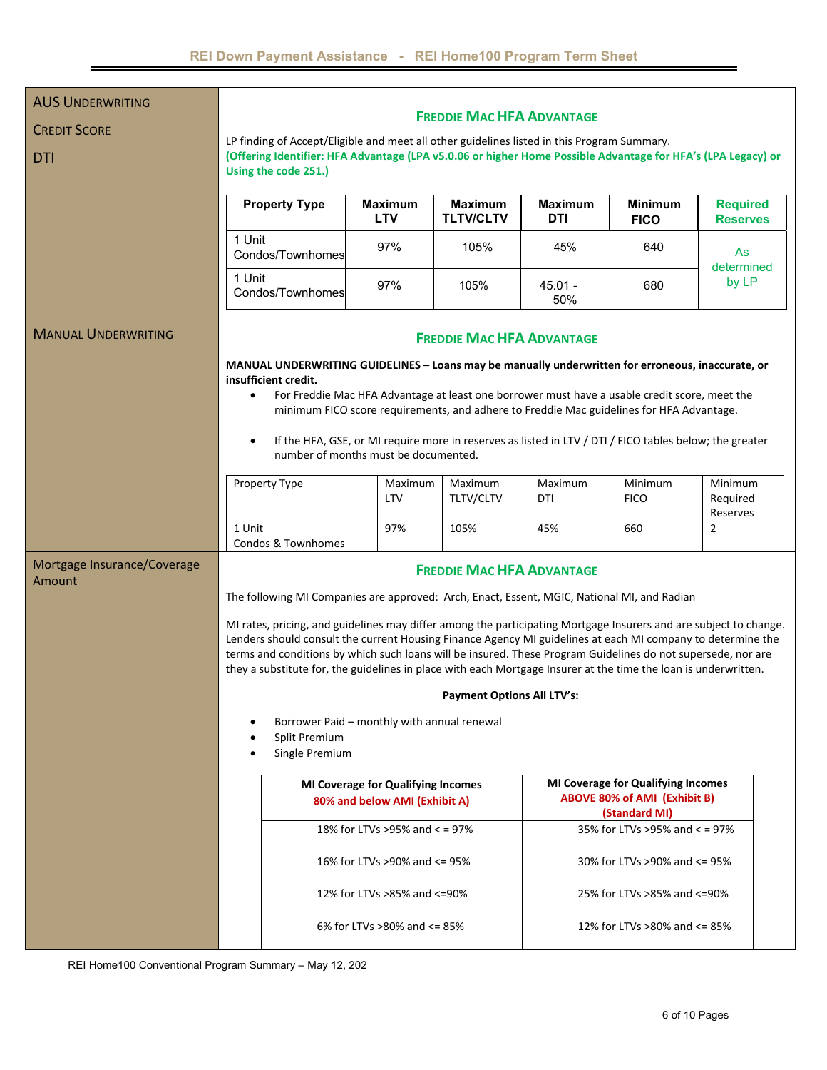## AUS Underwriting / Credit Score / DTI

### Freddie Mac HFA Advantage

LP finding of Accept/Eligible and meet all other guidelines listed in this Program Summary.
**(Offering Identifier: HFA Advantage (LPA v5.0.06 or higher Home Possible Advantage for HFA's (LPA Legacy) or Using the code 251.)**

| Property Type | Maximum LTV | Maximum TLTV/CLTV | Maximum DTI | Minimum FICO | Required Reserves |
|---|---|---|---|---|---|
| 1 Unit Condos/Townhomes | 97% | 105% | 45% | 640 | As determined by LP |
| 1 Unit Condos/Townhomes | 97% | 105% | 45.01 - 50% | 680 | |

## Manual Underwriting

### Freddie Mac HFA Advantage

**MANUAL UNDERWRITING GUIDELINES – Loans may be manually underwritten for erroneous, inaccurate, or insufficient credit.**

- For Freddie Mac HFA Advantage at least one borrower must have a usable credit score, meet the minimum FICO score requirements, and adhere to Freddie Mac guidelines for HFA Advantage.
- If the HFA, GSE, or MI require more in reserves as listed in LTV / DTI / FICO tables below; the greater number of months must be documented.

| Property Type | Maximum LTV | Maximum TLTV/CLTV | Maximum DTI | Minimum FICO | Minimum Required Reserves |
|---|---|---|---|---|---|
| 1 Unit Condos & Townhomes | 97% | 105% | 45% | 660 | 2 |

## Mortgage Insurance/Coverage Amount

### Freddie Mac HFA Advantage

The following MI Companies are approved: Arch, Enact, Essent, MGIC, National MI, and Radian

MI rates, pricing, and guidelines may differ among the participating Mortgage Insurers and are subject to change. Lenders should consult the current Housing Finance Agency MI guidelines at each MI company to determine the terms and conditions by which such loans will be insured. These Program Guidelines do not supersede, nor are they a substitute for, the guidelines in place with each Mortgage Insurer at the time the loan is underwritten.

**Payment Options All LTV's:**

- Borrower Paid – monthly with annual renewal
- Split Premium
- Single Premium

| MI Coverage for Qualifying Incomes 80% and below AMI (Exhibit A) | MI Coverage for Qualifying Incomes ABOVE 80% of AMI (Exhibit B) (Standard MI) |
|---|---|
| 18% for LTVs >95% and < = 97% | 35% for LTVs >95% and < = 97% |
| 16% for LTVs >90% and <= 95% | 30% for LTVs >90% and <= 95% |
| 12% for LTVs >85% and <=90% | 25% for LTVs >85% and <=90% |
| 6% for LTVs >80% and <= 85% | 12% for LTVs >80% and <= 85% |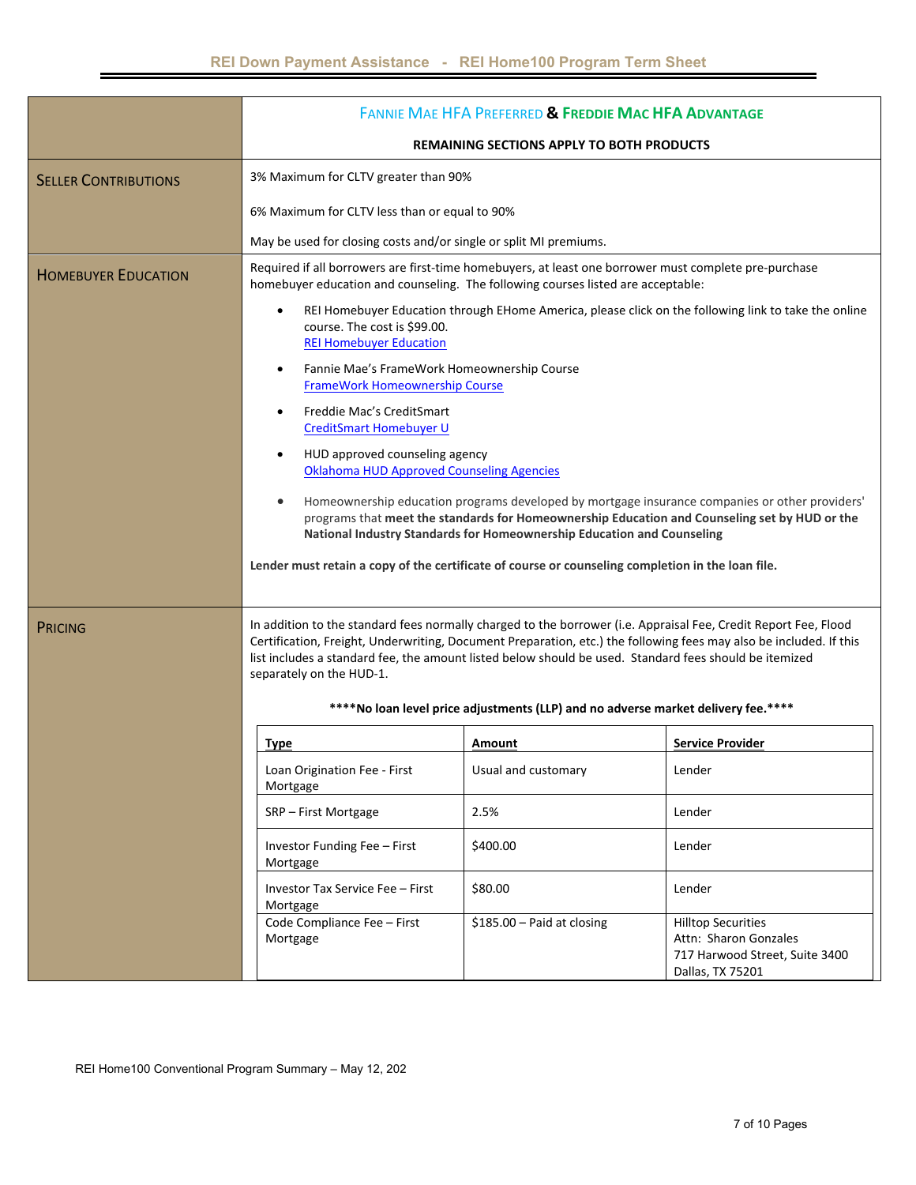| | **FANNIE MAE HFA PREFERRED & FREDDIE MAC HFA ADVANTAGE** |
|---|---|
| | **REMAINING SECTIONS APPLY TO BOTH PRODUCTS** |
| **SELLER CONTRIBUTIONS** | 3% Maximum for CLTV greater than 90%<br><br>6% Maximum for CLTV less than or equal to 90%<br><br>May be used for closing costs and/or single or split MI premiums. |
| **HOMEBUYER EDUCATION** | Required if all borrowers are first-time homebuyers, at least one borrower must complete pre-purchase homebuyer education and counseling. The following courses listed are acceptable:<br><br>• REI Homebuyer Education through EHome America, please click on the following link to take the online course. The cost is $99.00. REI Homebuyer Education<br>• Fannie Mae's FrameWork Homeownership Course FrameWork Homeownership Course<br>• Freddie Mac's CreditSmart CreditSmart Homebuyer U<br>• HUD approved counseling agency Oklahoma HUD Approved Counseling Agencies<br>• Homeownership education programs developed by mortgage insurance companies or other providers' programs that **meet the standards for Homeownership Education and Counseling set by HUD or the National Industry Standards for Homeownership Education and Counseling**<br><br>**Lender must retain a copy of the certificate of course or counseling completion in the loan file.** |
| **PRICING** | In addition to the standard fees normally charged to the borrower (i.e. Appraisal Fee, Credit Report Fee, Flood Certification, Freight, Underwriting, Document Preparation, etc.) the following fees may also be included. If this list includes a standard fee, the amount listed below should be used. Standard fees should be itemized separately on the HUD-1.<br><br>**\*\*\*\*No loan level price adjustments (LLP) and no adverse market delivery fee.\*\*\*\*** |

| Type | Amount | Service Provider |
|---|---|---|
| Loan Origination Fee - First Mortgage | Usual and customary | Lender |
| SRP – First Mortgage | 2.5% | Lender |
| Investor Funding Fee – First Mortgage | $400.00 | Lender |
| Investor Tax Service Fee – First Mortgage | $80.00 | Lender |
| Code Compliance Fee – First Mortgage | $185.00 – Paid at closing | Hilltop Securities<br>Attn: Sharon Gonzales<br>717 Harwood Street, Suite 3400<br>Dallas, TX 75201 |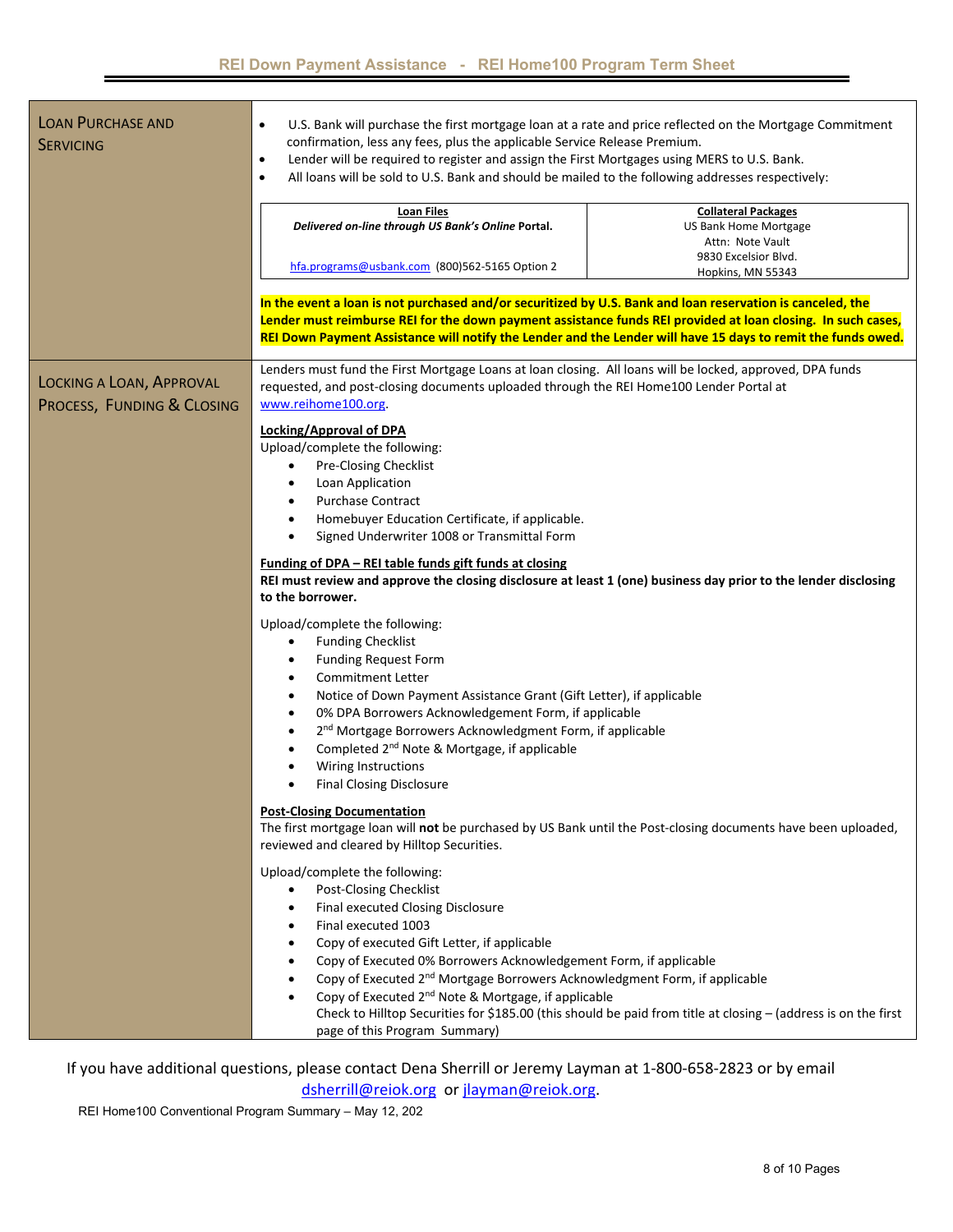| | |
|---|---|
| **LOAN PURCHASE AND SERVICING** | • U.S. Bank will purchase the first mortgage loan at a rate and price reflected on the Mortgage Commitment confirmation, less any fees, plus the applicable Service Release Premium.<br>• Lender will be required to register and assign the First Mortgages using MERS to U.S. Bank.<br>• All loans will be sold to U.S. Bank and should be mailed to the following addresses respectively:<br><br>**Loan Files**: ***Delivered on-line through US Bank's Online* Portal.** hfa.programs@usbank.com (800)562-5165 Option 2<br>**Collateral Packages**: US Bank Home Mortgage, Attn: Note Vault, 9830 Excelsior Blvd., Hopkins, MN 55343<br><br>**In the event a loan is not purchased and/or securitized by U.S. Bank and loan reservation is canceled, the Lender must reimburse REI for the down payment assistance funds REI provided at loan closing. In such cases, REI Down Payment Assistance will notify the Lender and the Lender will have 15 days to remit the funds owed.** |
| **LOCKING A LOAN, APPROVAL PROCESS, FUNDING & CLOSING** | Lenders must fund the First Mortgage Loans at loan closing. All loans will be locked, approved, DPA funds requested, and post-closing documents uploaded through the REI Home100 Lender Portal at www.reihome100.org.<br><br>**Locking/Approval of DPA**<br>Upload/complete the following:<br>• Pre-Closing Checklist<br>• Loan Application<br>• Purchase Contract<br>• Homebuyer Education Certificate, if applicable.<br>• Signed Underwriter 1008 or Transmittal Form<br><br>**Funding of DPA – REI table funds gift funds at closing**<br>**REI must review and approve the closing disclosure at least 1 (one) business day prior to the lender disclosing to the borrower.**<br><br>Upload/complete the following:<br>• Funding Checklist<br>• Funding Request Form<br>• Commitment Letter<br>• Notice of Down Payment Assistance Grant (Gift Letter), if applicable<br>• 0% DPA Borrowers Acknowledgement Form, if applicable<br>• 2nd Mortgage Borrowers Acknowledgment Form, if applicable<br>• Completed 2nd Note & Mortgage, if applicable<br>• Wiring Instructions<br>• Final Closing Disclosure<br><br>**Post-Closing Documentation**<br>The first mortgage loan will **not** be purchased by US Bank until the Post-closing documents have been uploaded, reviewed and cleared by Hilltop Securities.<br><br>Upload/complete the following:<br>• Post-Closing Checklist<br>• Final executed Closing Disclosure<br>• Final executed 1003<br>• Copy of executed Gift Letter, if applicable<br>• Copy of Executed 0% Borrowers Acknowledgement Form, if applicable<br>• Copy of Executed 2nd Mortgage Borrowers Acknowledgment Form, if applicable<br>• Copy of Executed 2nd Note & Mortgage, if applicable<br>Check to Hilltop Securities for $185.00 (this should be paid from title at closing – (address is on the first page of this Program Summary) |

If you have additional questions, please contact Dena Sherrill or Jeremy Layman at 1-800-658-2823 or by email dsherrill@reiok.org or jlayman@reiok.org.

REI Home100 Conventional Program Summary – May 12, 202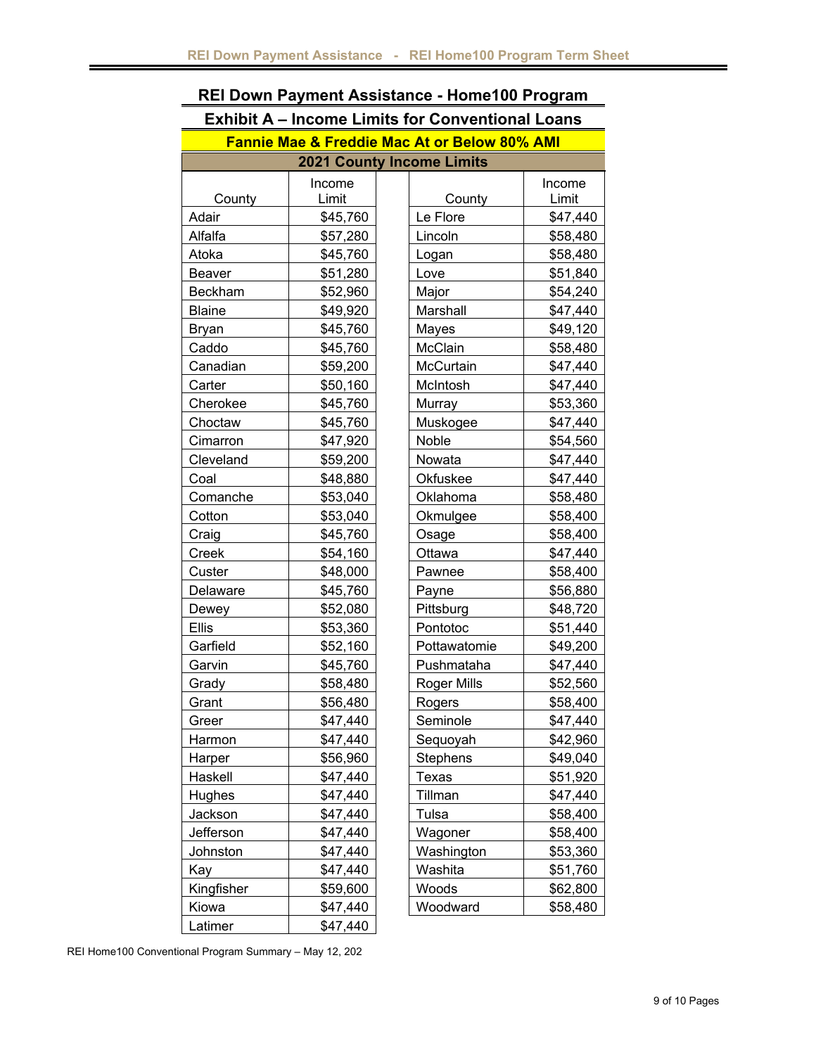## REI Down Payment Assistance - Home100 Program

### Exhibit A – Income Limits for Conventional Loans

**Fannie Mae & Freddie Mac At or Below 80% AMI**

**2021 County Income Limits**

| County | Income Limit | County | Income Limit |
|---|---|---|---|
| Adair | $45,760 | Le Flore | $47,440 |
| Alfalfa | $57,280 | Lincoln | $58,480 |
| Atoka | $45,760 | Logan | $58,480 |
| Beaver | $51,280 | Love | $51,840 |
| Beckham | $52,960 | Major | $54,240 |
| Blaine | $49,920 | Marshall | $47,440 |
| Bryan | $45,760 | Mayes | $49,120 |
| Caddo | $45,760 | McClain | $58,480 |
| Canadian | $59,200 | McCurtain | $47,440 |
| Carter | $50,160 | McIntosh | $47,440 |
| Cherokee | $45,760 | Murray | $53,360 |
| Choctaw | $45,760 | Muskogee | $47,440 |
| Cimarron | $47,920 | Noble | $54,560 |
| Cleveland | $59,200 | Nowata | $47,440 |
| Coal | $48,880 | Okfuskee | $47,440 |
| Comanche | $53,040 | Oklahoma | $58,480 |
| Cotton | $53,040 | Okmulgee | $58,400 |
| Craig | $45,760 | Osage | $58,400 |
| Creek | $54,160 | Ottawa | $47,440 |
| Custer | $48,000 | Pawnee | $58,400 |
| Delaware | $45,760 | Payne | $56,880 |
| Dewey | $52,080 | Pittsburg | $48,720 |
| Ellis | $53,360 | Pontotoc | $51,440 |
| Garfield | $52,160 | Pottawatomie | $49,200 |
| Garvin | $45,760 | Pushmataha | $47,440 |
| Grady | $58,480 | Roger Mills | $52,560 |
| Grant | $56,480 | Rogers | $58,400 |
| Greer | $47,440 | Seminole | $47,440 |
| Harmon | $47,440 | Sequoyah | $42,960 |
| Harper | $56,960 | Stephens | $49,040 |
| Haskell | $47,440 | Texas | $51,920 |
| Hughes | $47,440 | Tillman | $47,440 |
| Jackson | $47,440 | Tulsa | $58,400 |
| Jefferson | $47,440 | Wagoner | $58,400 |
| Johnston | $47,440 | Washington | $53,360 |
| Kay | $47,440 | Washita | $51,760 |
| Kingfisher | $59,600 | Woods | $62,800 |
| Kiowa | $47,440 | Woodward | $58,480 |
| Latimer | $47,440 | | |

REI Home100 Conventional Program Summary – May 12, 202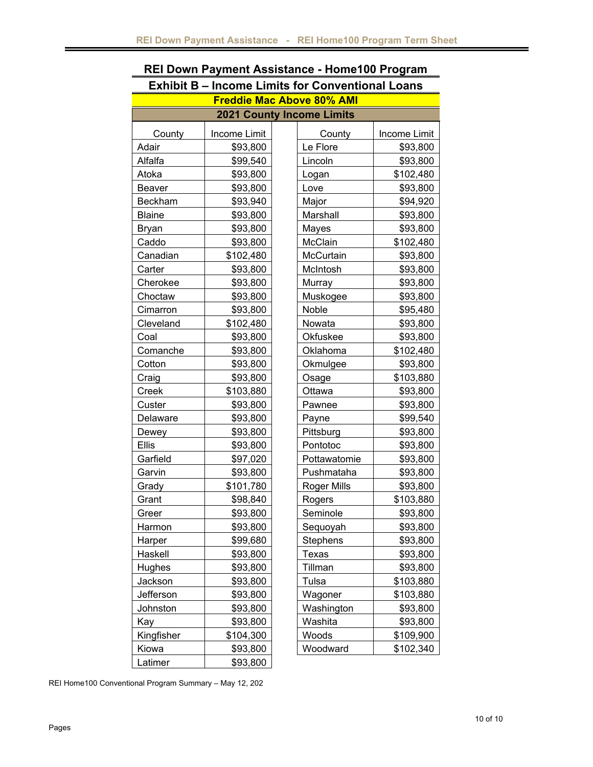# REI Down Payment Assistance - Home100 Program

## Exhibit B – Income Limits for Conventional Loans

**Freddie Mac Above 80% AMI**

**2021 County Income Limits**

| County | Income Limit | County | Income Limit |
|---|---|---|---|
| Adair | $93,800 | Le Flore | $93,800 |
| Alfalfa | $99,540 | Lincoln | $93,800 |
| Atoka | $93,800 | Logan | $102,480 |
| Beaver | $93,800 | Love | $93,800 |
| Beckham | $93,940 | Major | $94,920 |
| Blaine | $93,800 | Marshall | $93,800 |
| Bryan | $93,800 | Mayes | $93,800 |
| Caddo | $93,800 | McClain | $102,480 |
| Canadian | $102,480 | McCurtain | $93,800 |
| Carter | $93,800 | McIntosh | $93,800 |
| Cherokee | $93,800 | Murray | $93,800 |
| Choctaw | $93,800 | Muskogee | $93,800 |
| Cimarron | $93,800 | Noble | $95,480 |
| Cleveland | $102,480 | Nowata | $93,800 |
| Coal | $93,800 | Okfuskee | $93,800 |
| Comanche | $93,800 | Oklahoma | $102,480 |
| Cotton | $93,800 | Okmulgee | $93,800 |
| Craig | $93,800 | Osage | $103,880 |
| Creek | $103,880 | Ottawa | $93,800 |
| Custer | $93,800 | Pawnee | $93,800 |
| Delaware | $93,800 | Payne | $99,540 |
| Dewey | $93,800 | Pittsburg | $93,800 |
| Ellis | $93,800 | Pontotoc | $93,800 |
| Garfield | $97,020 | Pottawatomie | $93,800 |
| Garvin | $93,800 | Pushmataha | $93,800 |
| Grady | $101,780 | Roger Mills | $93,800 |
| Grant | $98,840 | Rogers | $103,880 |
| Greer | $93,800 | Seminole | $93,800 |
| Harmon | $93,800 | Sequoyah | $93,800 |
| Harper | $99,680 | Stephens | $93,800 |
| Haskell | $93,800 | Texas | $93,800 |
| Hughes | $93,800 | Tillman | $93,800 |
| Jackson | $93,800 | Tulsa | $103,880 |
| Jefferson | $93,800 | Wagoner | $103,880 |
| Johnston | $93,800 | Washington | $93,800 |
| Kay | $93,800 | Washita | $93,800 |
| Kingfisher | $104,300 | Woods | $109,900 |
| Kiowa | $93,800 | Woodward | $102,340 |
| Latimer | $93,800 | | |

REI Home100 Conventional Program Summary – May 12, 202